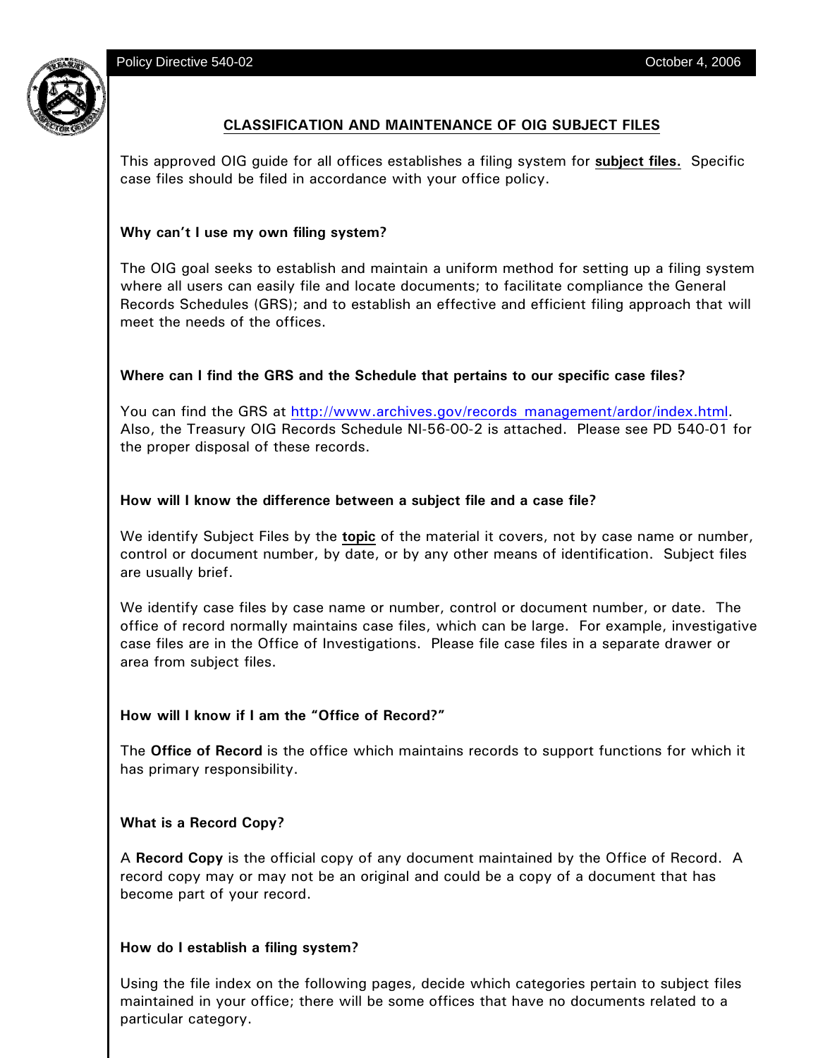Policy Directive 540-02 October 4, 2006

## CLASSIFICATION AND MAINTENANCE OF OIG SUBJECT FILES

This approved OIG guide for all offices establishes a filing system for **subject files.** Specific case files should be filed in accordance with your office policy.

### Why can't I use my own filing system?

The OIG goal seeks to establish and maintain a uniform method for setting up a filing system where all users can easily file and locate documents; to facilitate compliance the General Records Schedules (GRS); and to establish an effective and efficient filing approach that will meet the needs of the offices.

### Where can I find the GRS and the Schedule that pertains to our specific case files?

You can find the GRS at http://www.archives.gov/records_management/ardor/index.html. Also, the Treasury OIG Records Schedule NI-56-00-2 is attached. Please see PD 540-01 for the proper disposal of these records.

### How will I know the difference between a subject file and a case file?

We identify Subject Files by the **topic** of the material it covers, not by case name or number, control or document number, by date, or by any other means of identification. Subject files are usually brief.

We identify case files by case name or number, control or document number, or date. The office of record normally maintains case files, which can be large. For example, investigative case files are in the Office of Investigations. Please file case files in a separate drawer or area from subject files.

### How will I know if I am the "Office of Record?"

The **Office of Record** is the office which maintains records to support functions for which it has primary responsibility.

### What is a Record Copy?

A **Record Copy** is the official copy of any document maintained by the Office of Record. A record copy may or may not be an original and could be a copy of a document that has become part of your record.

### How do I establish a filing system?

Using the file index on the following pages, decide which categories pertain to subject files maintained in your office; there will be some offices that have no documents related to a particular category.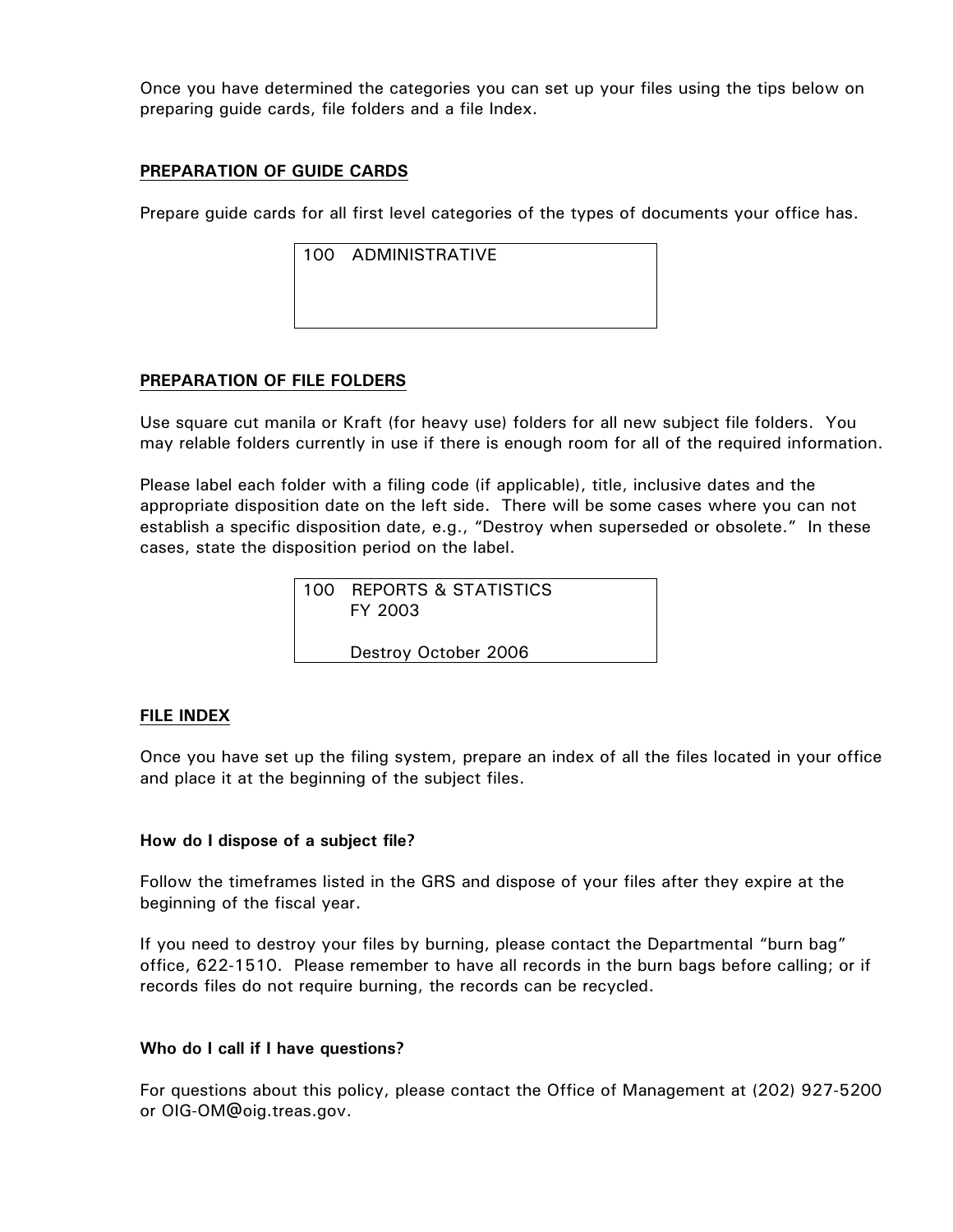Once you have determined the categories you can set up your files using the tips below on preparing guide cards, file folders and a file Index.

**PREPARATION OF GUIDE CARDS**

Prepare guide cards for all first level categories of the types of documents your office has.

```
100   ADMINISTRATIVE
```

**PREPARATION OF FILE FOLDERS**

Use square cut manila or Kraft (for heavy use) folders for all new subject file folders. You may relable folders currently in use if there is enough room for all of the required information.

Please label each folder with a filing code (if applicable), title, inclusive dates and the appropriate disposition date on the left side. There will be some cases where you can not establish a specific disposition date, e.g., "Destroy when superseded or obsolete." In these cases, state the disposition period on the label.

```
100   REPORTS & STATISTICS
      FY 2003

      Destroy October 2006
```

**FILE INDEX**

Once you have set up the filing system, prepare an index of all the files located in your office and place it at the beginning of the subject files.

**How do I dispose of a subject file?**

Follow the timeframes listed in the GRS and dispose of your files after they expire at the beginning of the fiscal year.

If you need to destroy your files by burning, please contact the Departmental "burn bag" office, 622-1510. Please remember to have all records in the burn bags before calling; or if records files do not require burning, the records can be recycled.

**Who do I call if I have questions?**

For questions about this policy, please contact the Office of Management at (202) 927-5200 or OIG-OM@oig.treas.gov.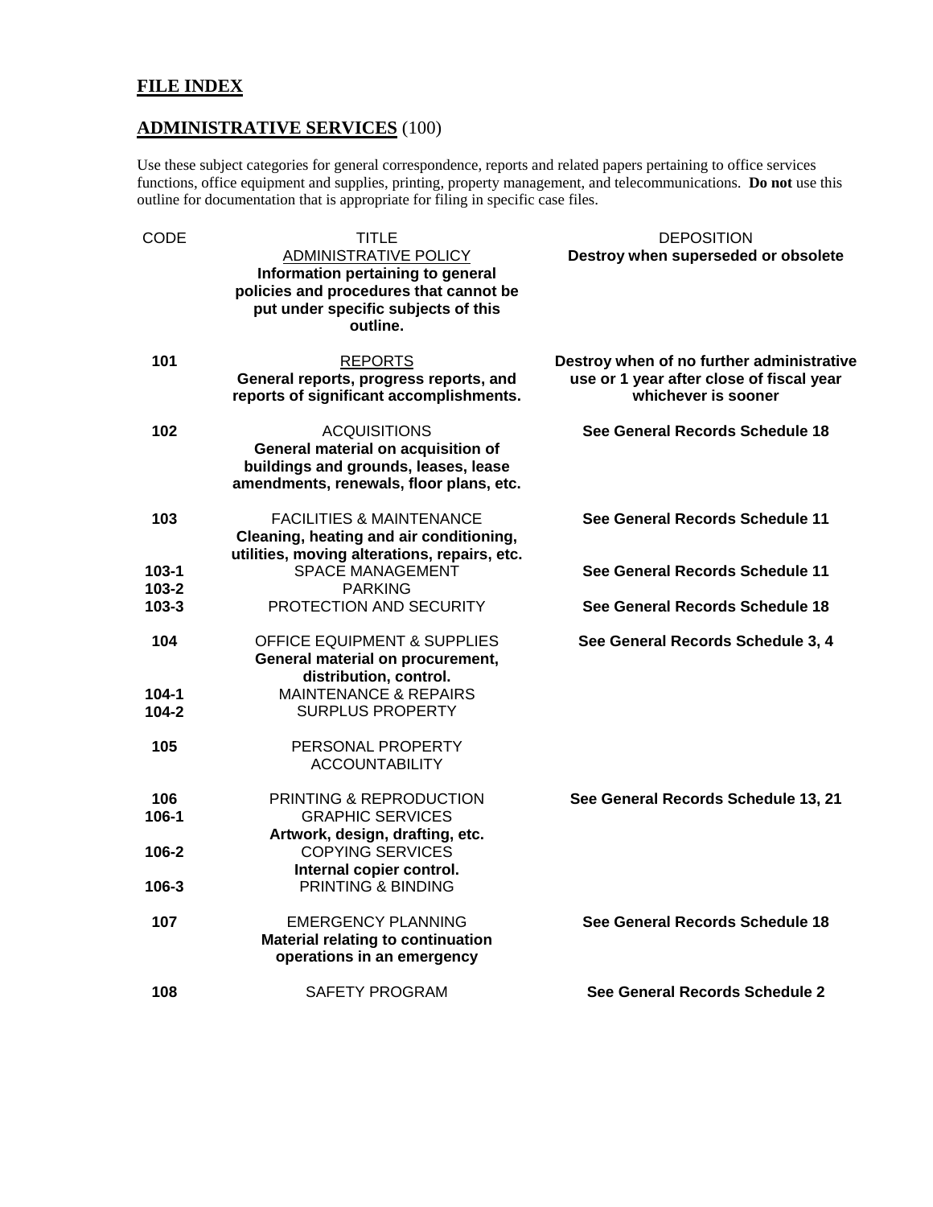## FILE INDEX

## ADMINISTRATIVE SERVICES (100)

Use these subject categories for general correspondence, reports and related papers pertaining to office services functions, office equipment and supplies, printing, property management, and telecommunications. **Do not** use this outline for documentation that is appropriate for filing in specific case files.

| CODE | TITLE | DEPOSITION |
|---|---|---|
| | ADMINISTRATIVE POLICY<br>**Information pertaining to general policies and procedures that cannot be put under specific subjects of this outline.** | **Destroy when superseded or obsolete** |
| **101** | REPORTS<br>**General reports, progress reports, and reports of significant accomplishments.** | **Destroy when of no further administrative use or 1 year after close of fiscal year whichever is sooner** |
| **102** | ACQUISITIONS<br>**General material on acquisition of buildings and grounds, leases, lease amendments, renewals, floor plans, etc.** | **See General Records Schedule 18** |
| **103** | FACILITIES & MAINTENANCE<br>**Cleaning, heating and air conditioning, utilities, moving alterations, repairs, etc.** | **See General Records Schedule 11** |
| **103-1** | SPACE MANAGEMENT | **See General Records Schedule 11** |
| **103-2** | PARKING | |
| **103-3** | PROTECTION AND SECURITY | **See General Records Schedule 18** |
| **104** | OFFICE EQUIPMENT & SUPPLIES<br>**General material on procurement, distribution, control.** | **See General Records Schedule 3, 4** |
| **104-1** | MAINTENANCE & REPAIRS | |
| **104-2** | SURPLUS PROPERTY | |
| **105** | PERSONAL PROPERTY ACCOUNTABILITY | |
| **106** | PRINTING & REPRODUCTION | **See General Records Schedule 13, 21** |
| **106-1** | GRAPHIC SERVICES<br>**Artwork, design, drafting, etc.** | |
| **106-2** | COPYING SERVICES<br>**Internal copier control.** | |
| **106-3** | PRINTING & BINDING | |
| **107** | EMERGENCY PLANNING<br>**Material relating to continuation operations in an emergency** | **See General Records Schedule 18** |
| **108** | SAFETY PROGRAM | **See General Records Schedule 2** |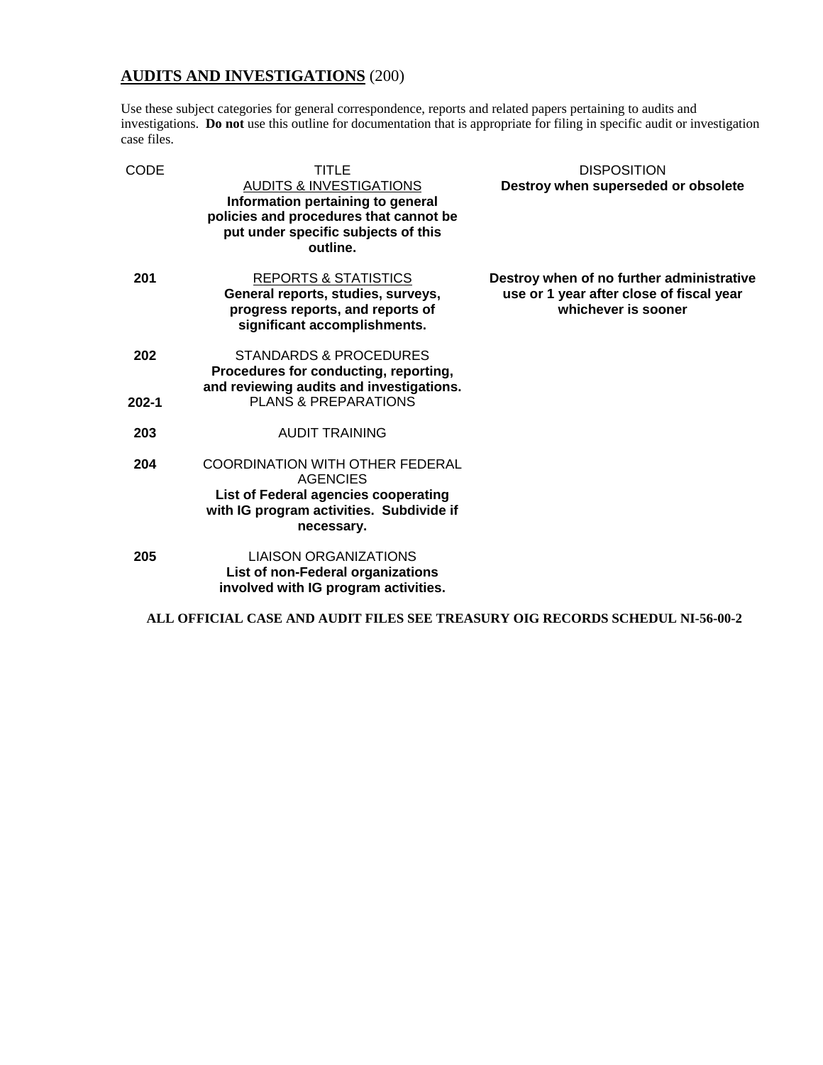## **AUDITS AND INVESTIGATIONS** (200)

Use these subject categories for general correspondence, reports and related papers pertaining to audits and investigations. **Do not** use this outline for documentation that is appropriate for filing in specific audit or investigation case files.

| CODE | TITLE | DISPOSITION |
|---|---|---|
| | AUDITS & INVESTIGATIONS<br>**Information pertaining to general policies and procedures that cannot be put under specific subjects of this outline.** | **Destroy when superseded or obsolete** |
| **201** | REPORTS & STATISTICS<br>**General reports, studies, surveys, progress reports, and reports of significant accomplishments.** | **Destroy when of no further administrative use or 1 year after close of fiscal year whichever is sooner** |
| **202** | STANDARDS & PROCEDURES<br>**Procedures for conducting, reporting, and reviewing audits and investigations.** | |
| **202-1** | PLANS & PREPARATIONS | |
| **203** | AUDIT TRAINING | |
| **204** | COORDINATION WITH OTHER FEDERAL AGENCIES<br>**List of Federal agencies cooperating with IG program activities. Subdivide if necessary.** | |
| **205** | LIAISON ORGANIZATIONS<br>**List of non-Federal organizations involved with IG program activities.** | |

**ALL OFFICIAL CASE AND AUDIT FILES SEE TREASURY OIG RECORDS SCHEDUL NI-56-00-2**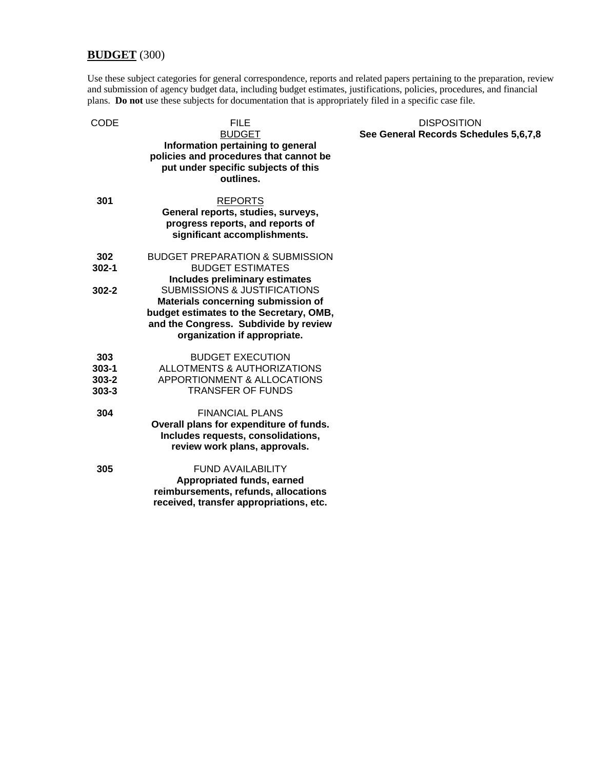## **BUDGET** (300)

Use these subject categories for general correspondence, reports and related papers pertaining to the preparation, review and submission of agency budget data, including budget estimates, justifications, policies, procedures, and financial plans. **Do not** use these subjects for documentation that is appropriately filed in a specific case file.

| CODE | FILE | DISPOSITION |
|---|---|---|
| | BUDGET<br>**Information pertaining to general policies and procedures that cannot be put under specific subjects of this outlines.** | **See General Records Schedules 5,6,7,8** |
| **301** | REPORTS<br>**General reports, studies, surveys, progress reports, and reports of significant accomplishments.** | |
| **302** | BUDGET PREPARATION & SUBMISSION | |
| **302-1** | BUDGET ESTIMATES<br>**Includes preliminary estimates** | |
| **302-2** | SUBMISSIONS & JUSTIFICATIONS<br>**Materials concerning submission of budget estimates to the Secretary, OMB, and the Congress. Subdivide by review organization if appropriate.** | |
| **303** | BUDGET EXECUTION | |
| **303-1** | ALLOTMENTS & AUTHORIZATIONS | |
| **303-2** | APPORTIONMENT & ALLOCATIONS | |
| **303-3** | TRANSFER OF FUNDS | |
| **304** | FINANCIAL PLANS<br>**Overall plans for expenditure of funds. Includes requests, consolidations, review work plans, approvals.** | |
| **305** | FUND AVAILABILITY<br>**Appropriated funds, earned reimbursements, refunds, allocations received, transfer appropriations, etc.** | |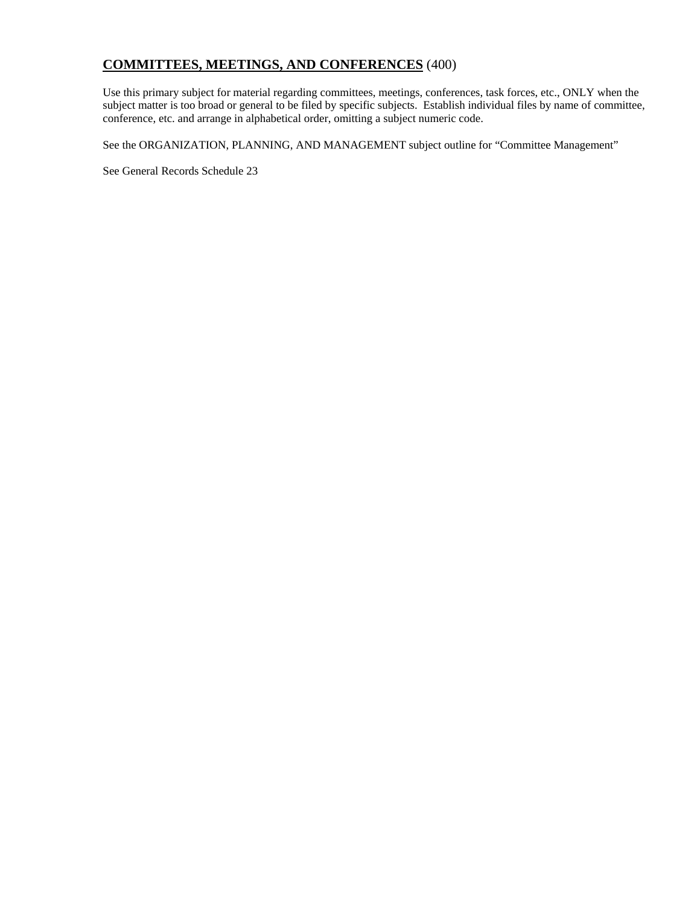## **COMMITTEES, MEETINGS, AND CONFERENCES** (400)

Use this primary subject for material regarding committees, meetings, conferences, task forces, etc., ONLY when the subject matter is too broad or general to be filed by specific subjects. Establish individual files by name of committee, conference, etc. and arrange in alphabetical order, omitting a subject numeric code.

See the ORGANIZATION, PLANNING, AND MANAGEMENT subject outline for "Committee Management"

See General Records Schedule 23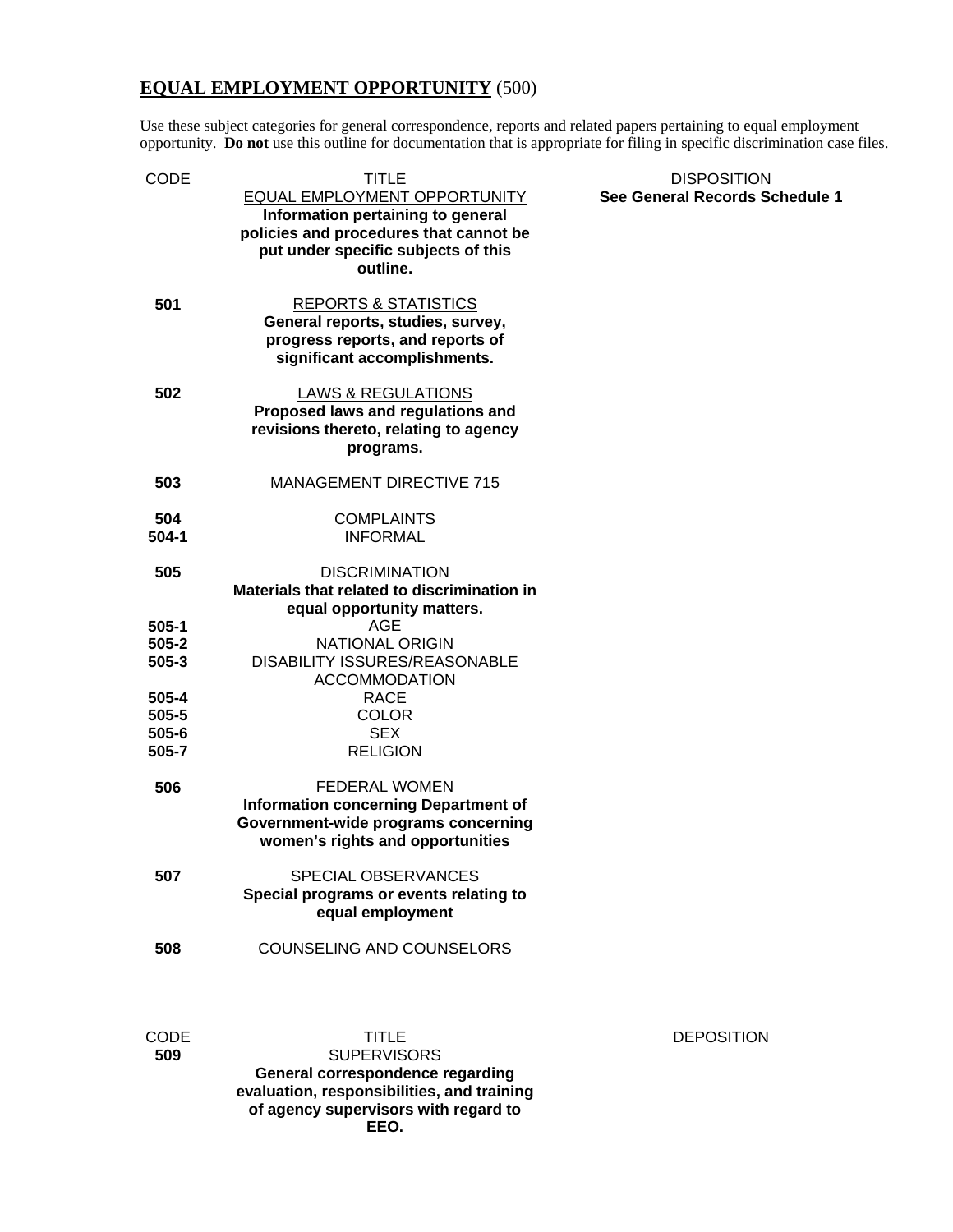## **EQUAL EMPLOYMENT OPPORTUNITY** (500)

Use these subject categories for general correspondence, reports and related papers pertaining to equal employment opportunity. **Do not** use this outline for documentation that is appropriate for filing in specific discrimination case files.

| CODE | TITLE | DISPOSITION |
|---|---|---|
| | EQUAL EMPLOYMENT OPPORTUNITY<br>**Information pertaining to general policies and procedures that cannot be put under specific subjects of this outline.** | **See General Records Schedule 1** |
| **501** | REPORTS & STATISTICS<br>**General reports, studies, survey, progress reports, and reports of significant accomplishments.** | |
| **502** | LAWS & REGULATIONS<br>**Proposed laws and regulations and revisions thereto, relating to agency programs.** | |
| **503** | MANAGEMENT DIRECTIVE 715 | |
| **504** | COMPLAINTS | |
| **504-1** | INFORMAL | |
| **505** | DISCRIMINATION<br>**Materials that related to discrimination in equal opportunity matters.** | |
| **505-1** | AGE | |
| **505-2** | NATIONAL ORIGIN | |
| **505-3** | DISABILITY ISSURES/REASONABLE ACCOMMODATION | |
| **505-4** | RACE | |
| **505-5** | COLOR | |
| **505-6** | SEX | |
| **505-7** | RELIGION | |
| **506** | FEDERAL WOMEN<br>**Information concerning Department of Government-wide programs concerning women's rights and opportunities** | |
| **507** | SPECIAL OBSERVANCES<br>**Special programs or events relating to equal employment** | |
| **508** | COUNSELING AND COUNSELORS | |

| CODE | TITLE | DEPOSITION |
|---|---|---|
| **509** | SUPERVISORS<br>**General correspondence regarding evaluation, responsibilities, and training of agency supervisors with regard to EEO.** | |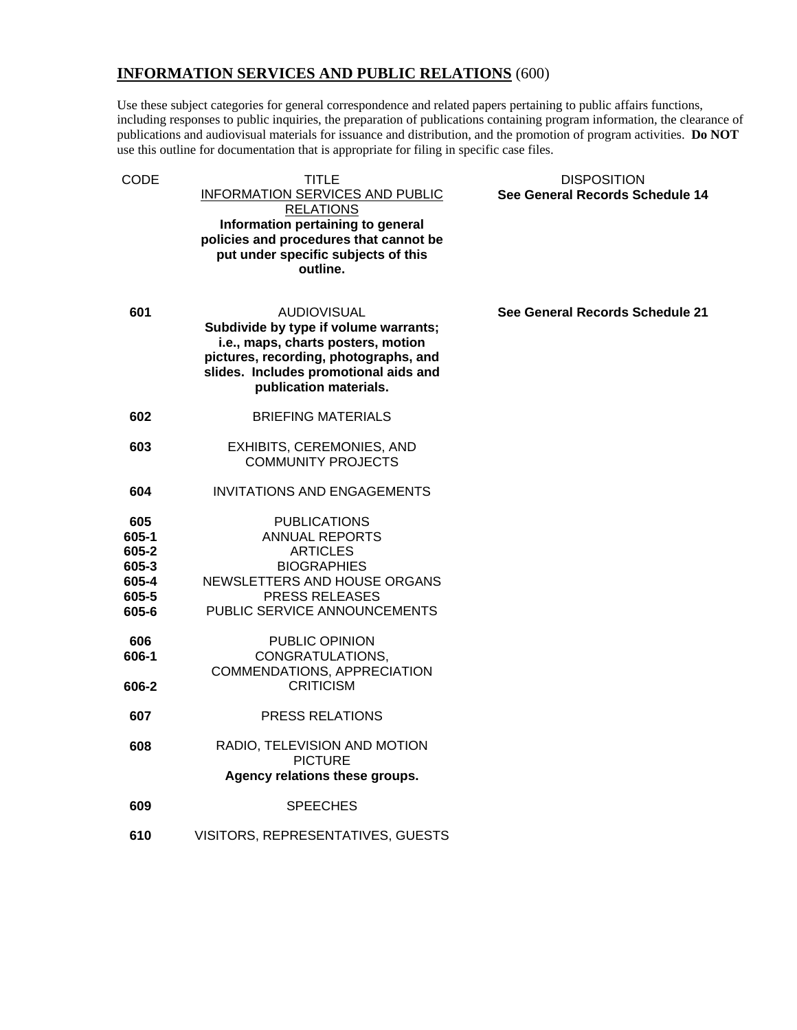## INFORMATION SERVICES AND PUBLIC RELATIONS (600)

Use these subject categories for general correspondence and related papers pertaining to public affairs functions, including responses to public inquiries, the preparation of publications containing program information, the clearance of publications and audiovisual materials for issuance and distribution, and the promotion of program activities. **Do NOT** use this outline for documentation that is appropriate for filing in specific case files.

| CODE | TITLE | DISPOSITION |
|---|---|---|
| | INFORMATION SERVICES AND PUBLIC RELATIONS **Information pertaining to general policies and procedures that cannot be put under specific subjects of this outline.** | **See General Records Schedule 14** |
| **601** | AUDIOVISUAL **Subdivide by type if volume warrants; i.e., maps, charts posters, motion pictures, recording, photographs, and slides. Includes promotional aids and publication materials.** | **See General Records Schedule 21** |
| **602** | BRIEFING MATERIALS | |
| **603** | EXHIBITS, CEREMONIES, AND COMMUNITY PROJECTS | |
| **604** | INVITATIONS AND ENGAGEMENTS | |
| **605** | PUBLICATIONS | |
| **605-1** | ANNUAL REPORTS | |
| **605-2** | ARTICLES | |
| **605-3** | BIOGRAPHIES | |
| **605-4** | NEWSLETTERS AND HOUSE ORGANS | |
| **605-5** | PRESS RELEASES | |
| **605-6** | PUBLIC SERVICE ANNOUNCEMENTS | |
| **606** | PUBLIC OPINION | |
| **606-1** | CONGRATULATIONS, COMMENDATIONS, APPRECIATION | |
| **606-2** | CRITICISM | |
| **607** | PRESS RELATIONS | |
| **608** | RADIO, TELEVISION AND MOTION PICTURE **Agency relations these groups.** | |
| **609** | SPEECHES | |
| **610** | VISITORS, REPRESENTATIVES, GUESTS | |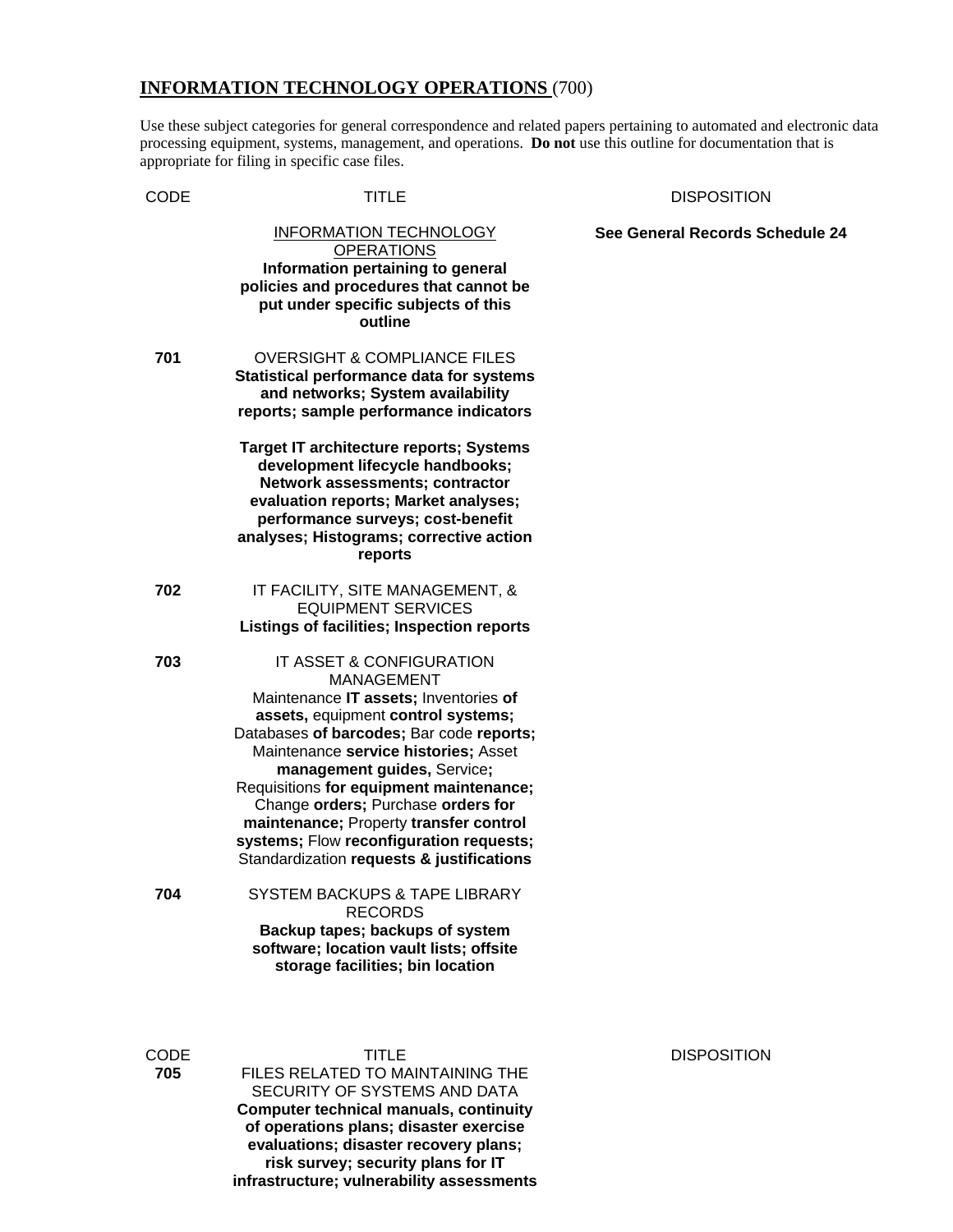## INFORMATION TECHNOLOGY OPERATIONS (700)

Use these subject categories for general correspondence and related papers pertaining to automated and electronic data processing equipment, systems, management, and operations. **Do not** use this outline for documentation that is appropriate for filing in specific case files.

| CODE | TITLE | DISPOSITION |
|---|---|---|
| | INFORMATION TECHNOLOGY OPERATIONS<br>**Information pertaining to general policies and procedures that cannot be put under specific subjects of this outline** | **See General Records Schedule 24** |
| **701** | OVERSIGHT & COMPLIANCE FILES<br>**Statistical performance data for systems and networks; System availability reports; sample performance indicators**<br><br>**Target IT architecture reports; Systems development lifecycle handbooks; Network assessments; contractor evaluation reports; Market analyses; performance surveys; cost-benefit analyses; Histograms; corrective action reports** | |
| **702** | IT FACILITY, SITE MANAGEMENT, & EQUIPMENT SERVICES<br>**Listings of facilities; Inspection reports** | |
| **703** | IT ASSET & CONFIGURATION MANAGEMENT<br>Maintenance **IT assets;** Inventories **of assets,** equipment **control systems;** Databases **of barcodes;** Bar code **reports;** Maintenance **service histories;** Asset **management guides,** Service**;** Requisitions **for equipment maintenance;** Change **orders;** Purchase **orders for maintenance;** Property **transfer control systems;** Flow **reconfiguration requests;** Standardization **requests & justifications** | |
| **704** | SYSTEM BACKUPS & TAPE LIBRARY RECORDS<br>**Backup tapes; backups of system software; location vault lists; offsite storage facilities; bin location** | |

| CODE | TITLE | DISPOSITION |
|---|---|---|
| **705** | FILES RELATED TO MAINTAINING THE SECURITY OF SYSTEMS AND DATA<br>**Computer technical manuals, continuity of operations plans; disaster exercise evaluations; disaster recovery plans; risk survey; security plans for IT infrastructure; vulnerability assessments** | |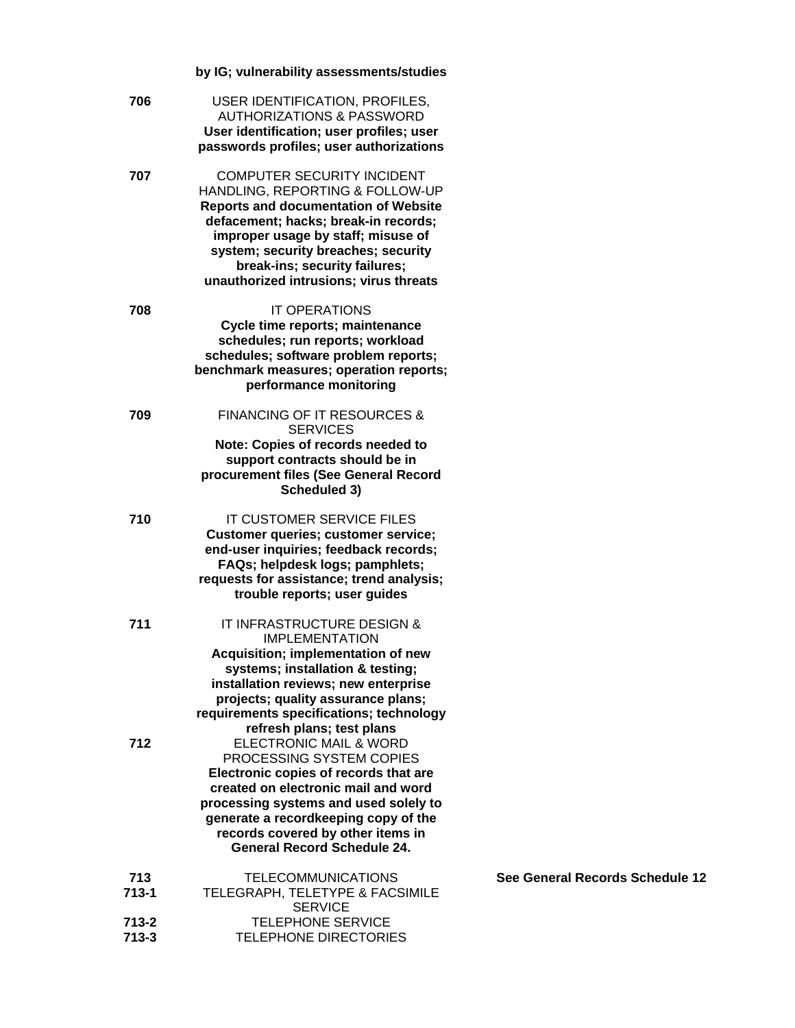| | | |
|---|---|---|
| | **by IG; vulnerability assessments/studies** | |
| **706** | USER IDENTIFICATION, PROFILES, AUTHORIZATIONS & PASSWORD **User identification; user profiles; user passwords profiles; user authorizations** | |
| **707** | COMPUTER SECURITY INCIDENT HANDLING, REPORTING & FOLLOW-UP **Reports and documentation of Website defacement; hacks; break-in records; improper usage by staff; misuse of system; security breaches; security break-ins; security failures; unauthorized intrusions; virus threats** | |
| **708** | IT OPERATIONS **Cycle time reports; maintenance schedules; run reports; workload schedules; software problem reports; benchmark measures; operation reports; performance monitoring** | |
| **709** | FINANCING OF IT RESOURCES & SERVICES **Note: Copies of records needed to support contracts should be in procurement files (See General Record Scheduled 3)** | |
| **710** | IT CUSTOMER SERVICE FILES **Customer queries; customer service; end-user inquiries; feedback records; FAQs; helpdesk logs; pamphlets; requests for assistance; trend analysis; trouble reports; user guides** | |
| **711** | IT INFRASTRUCTURE DESIGN & IMPLEMENTATION **Acquisition; implementation of new systems; installation & testing; installation reviews; new enterprise projects; quality assurance plans; requirements specifications; technology refresh plans; test plans** | |
| **712** | ELECTRONIC MAIL & WORD PROCESSING SYSTEM COPIES **Electronic copies of records that are created on electronic mail and word processing systems and used solely to generate a recordkeeping copy of the records covered by other items in General Record Schedule 24.** | |
| **713** | TELECOMMUNICATIONS | **See General Records Schedule 12** |
| **713-1** | TELEGRAPH, TELETYPE & FACSIMILE SERVICE | |
| **713-2** | TELEPHONE SERVICE | |
| **713-3** | TELEPHONE DIRECTORIES | |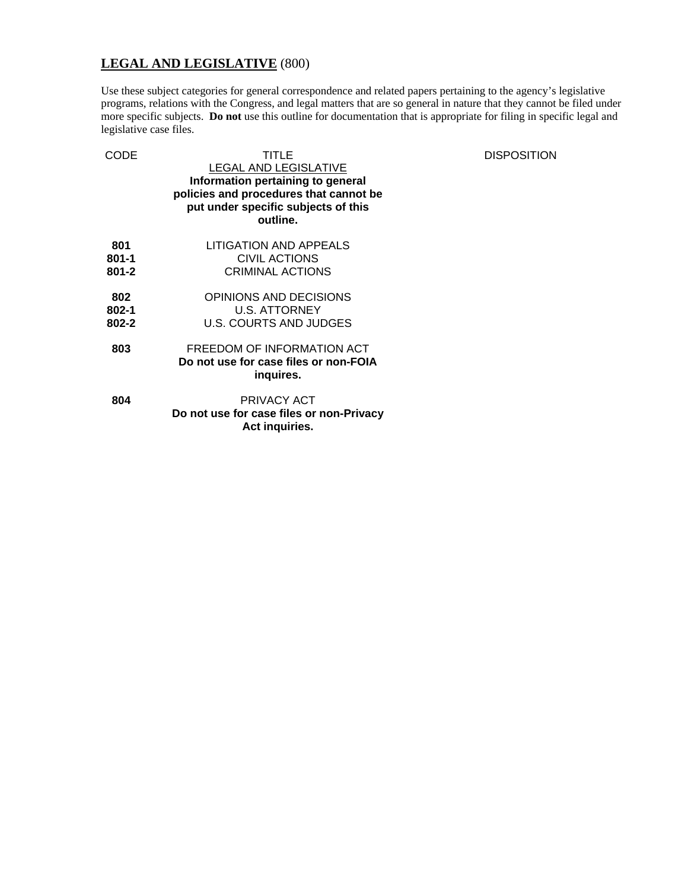## **LEGAL AND LEGISLATIVE** (800)

Use these subject categories for general correspondence and related papers pertaining to the agency's legislative programs, relations with the Congress, and legal matters that are so general in nature that they cannot be filed under more specific subjects. **Do not** use this outline for documentation that is appropriate for filing in specific legal and legislative case files.

| CODE | TITLE | DISPOSITION |
|---|---|---|
| | LEGAL AND LEGISLATIVE<br>**Information pertaining to general policies and procedures that cannot be put under specific subjects of this outline.** | |
| **801** | LITIGATION AND APPEALS | |
| **801-1** | CIVIL ACTIONS | |
| **801-2** | CRIMINAL ACTIONS | |
| **802** | OPINIONS AND DECISIONS | |
| **802-1** | U.S. ATTORNEY | |
| **802-2** | U.S. COURTS AND JUDGES | |
| **803** | FREEDOM OF INFORMATION ACT<br>**Do not use for case files or non-FOIA inquires.** | |
| **804** | PRIVACY ACT<br>**Do not use for case files or non-Privacy Act inquiries.** | |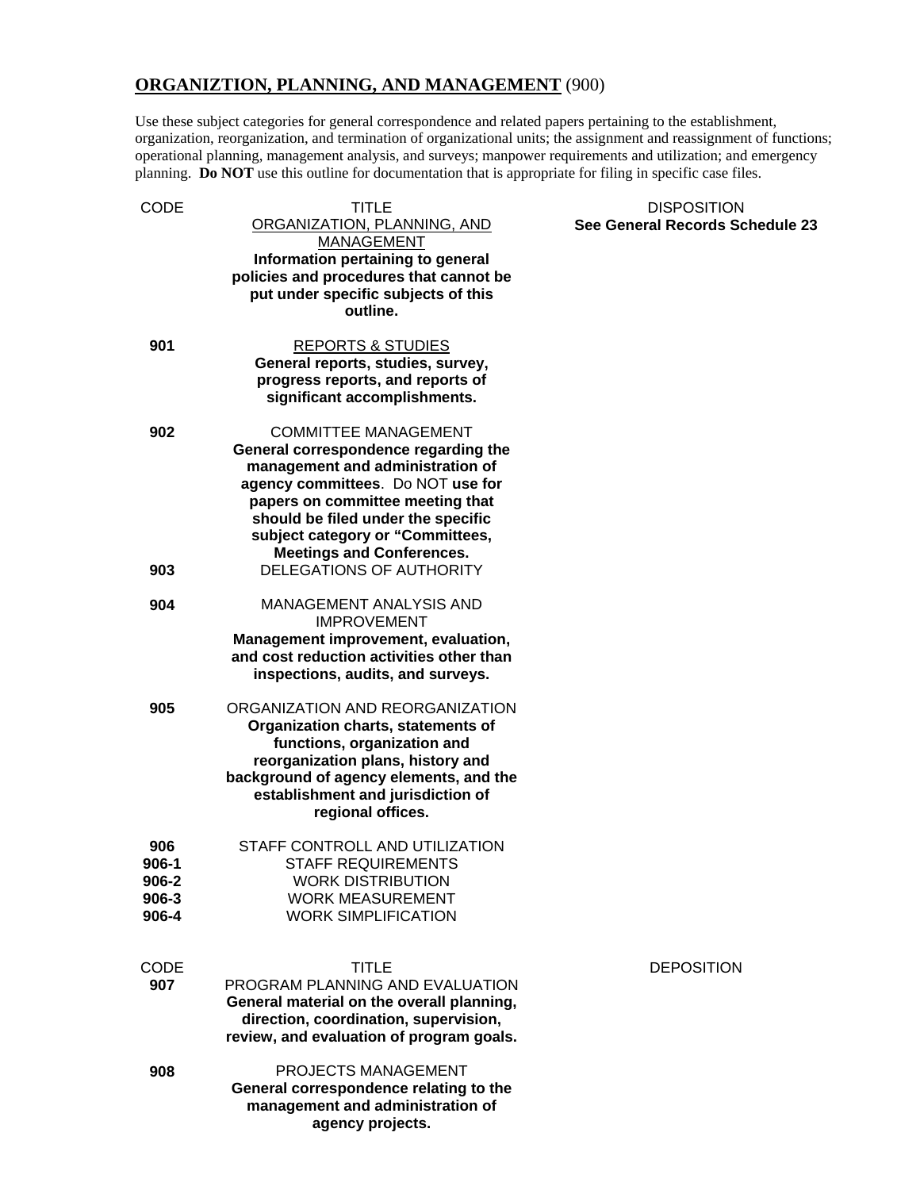## **ORGANIZTION, PLANNING, AND MANAGEMENT** (900)

Use these subject categories for general correspondence and related papers pertaining to the establishment, organization, reorganization, and termination of organizational units; the assignment and reassignment of functions; operational planning, management analysis, and surveys; manpower requirements and utilization; and emergency planning. **Do NOT** use this outline for documentation that is appropriate for filing in specific case files.

| CODE | TITLE | DISPOSITION |
|---|---|---|
| | ORGANIZATION, PLANNING, AND MANAGEMENT **Information pertaining to general policies and procedures that cannot be put under specific subjects of this outline.** | **See General Records Schedule 23** |
| **901** | REPORTS & STUDIES **General reports, studies, survey, progress reports, and reports of significant accomplishments.** | |
| **902** | COMMITTEE MANAGEMENT **General correspondence regarding the management and administration of agency committees**. Do NOT **use for papers on committee meeting that should be filed under the specific subject category or "Committees, Meetings and Conferences.** | |
| **903** | DELEGATIONS OF AUTHORITY | |
| **904** | MANAGEMENT ANALYSIS AND IMPROVEMENT **Management improvement, evaluation, and cost reduction activities other than inspections, audits, and surveys.** | |
| **905** | ORGANIZATION AND REORGANIZATION **Organization charts, statements of functions, organization and reorganization plans, history and background of agency elements, and the establishment and jurisdiction of regional offices.** | |
| **906** | STAFF CONTROLL AND UTILIZATION | |
| **906-1** | STAFF REQUIREMENTS | |
| **906-2** | WORK DISTRIBUTION | |
| **906-3** | WORK MEASUREMENT | |
| **906-4** | WORK SIMPLIFICATION | |

| CODE | TITLE | DEPOSITION |
|---|---|---|
| **907** | PROGRAM PLANNING AND EVALUATION **General material on the overall planning, direction, coordination, supervision, review, and evaluation of program goals.** | |
| **908** | PROJECTS MANAGEMENT **General correspondence relating to the management and administration of agency projects.** | |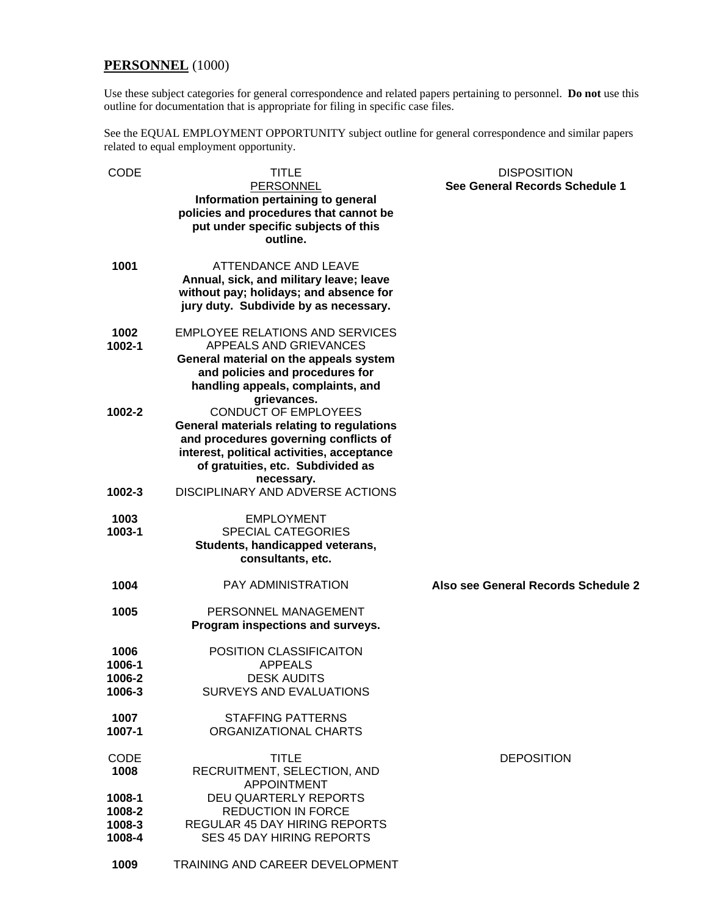## **PERSONNEL** (1000)

Use these subject categories for general correspondence and related papers pertaining to personnel. **Do not** use this outline for documentation that is appropriate for filing in specific case files.

See the EQUAL EMPLOYMENT OPPORTUNITY subject outline for general correspondence and similar papers related to equal employment opportunity.

| CODE | TITLE | DISPOSITION |
|---|---|---|
| | PERSONNEL<br>**Information pertaining to general policies and procedures that cannot be put under specific subjects of this outline.** | **See General Records Schedule 1** |
| **1001** | ATTENDANCE AND LEAVE<br>**Annual, sick, and military leave; leave without pay; holidays; and absence for jury duty. Subdivide by as necessary.** | |
| **1002** | EMPLOYEE RELATIONS AND SERVICES | |
| **1002-1** | APPEALS AND GRIEVANCES<br>**General material on the appeals system and policies and procedures for handling appeals, complaints, and grievances.** | |
| **1002-2** | CONDUCT OF EMPLOYEES<br>**General materials relating to regulations and procedures governing conflicts of interest, political activities, acceptance of gratuities, etc. Subdivided as necessary.** | |
| **1002-3** | DISCIPLINARY AND ADVERSE ACTIONS | |
| **1003** | EMPLOYMENT | |
| **1003-1** | SPECIAL CATEGORIES<br>**Students, handicapped veterans, consultants, etc.** | |
| **1004** | PAY ADMINISTRATION | **Also see General Records Schedule 2** |
| **1005** | PERSONNEL MANAGEMENT<br>**Program inspections and surveys.** | |
| **1006** | POSITION CLASSIFICAITON | |
| **1006-1** | APPEALS | |
| **1006-2** | DESK AUDITS | |
| **1006-3** | SURVEYS AND EVALUATIONS | |
| **1007** | STAFFING PATTERNS | |
| **1007-1** | ORGANIZATIONAL CHARTS | |

| CODE | TITLE | DEPOSITION |
|---|---|---|
| **1008** | RECRUITMENT, SELECTION, AND APPOINTMENT | |
| **1008-1** | DEU QUARTERLY REPORTS | |
| **1008-2** | REDUCTION IN FORCE | |
| **1008-3** | REGULAR 45 DAY HIRING REPORTS | |
| **1008-4** | SES 45 DAY HIRING REPORTS | |
| **1009** | TRAINING AND CAREER DEVELOPMENT | |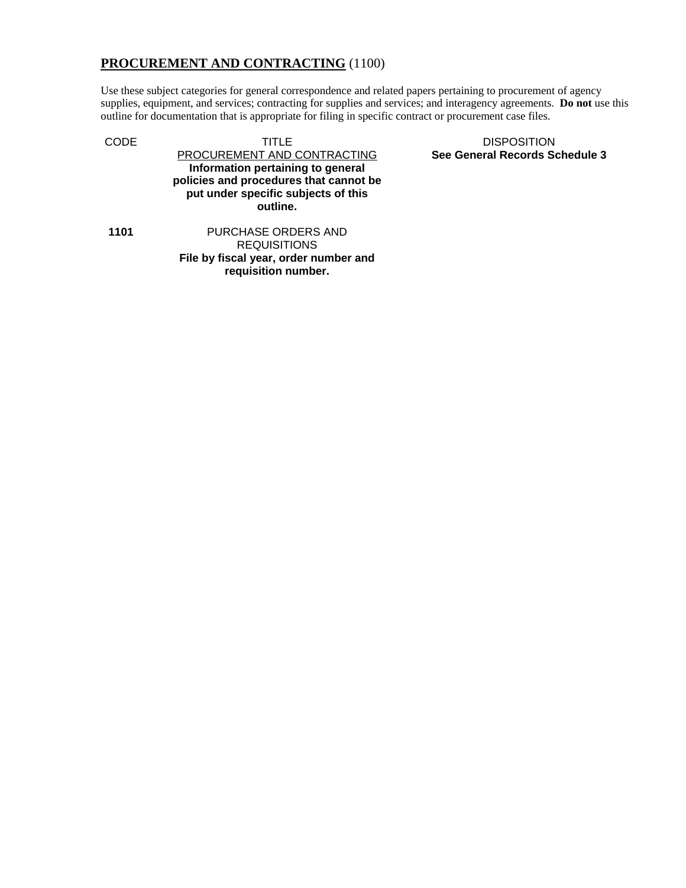## **PROCUREMENT AND CONTRACTING** (1100)

Use these subject categories for general correspondence and related papers pertaining to procurement of agency supplies, equipment, and services; contracting for supplies and services; and interagency agreements. **Do not** use this outline for documentation that is appropriate for filing in specific contract or procurement case files.

| CODE | TITLE | DISPOSITION |
|---|---|---|
| | PROCUREMENT AND CONTRACTING<br>**Information pertaining to general policies and procedures that cannot be put under specific subjects of this outline.** | **See General Records Schedule 3** |
| **1101** | PURCHASE ORDERS AND REQUISITIONS<br>**File by fiscal year, order number and requisition number.** | |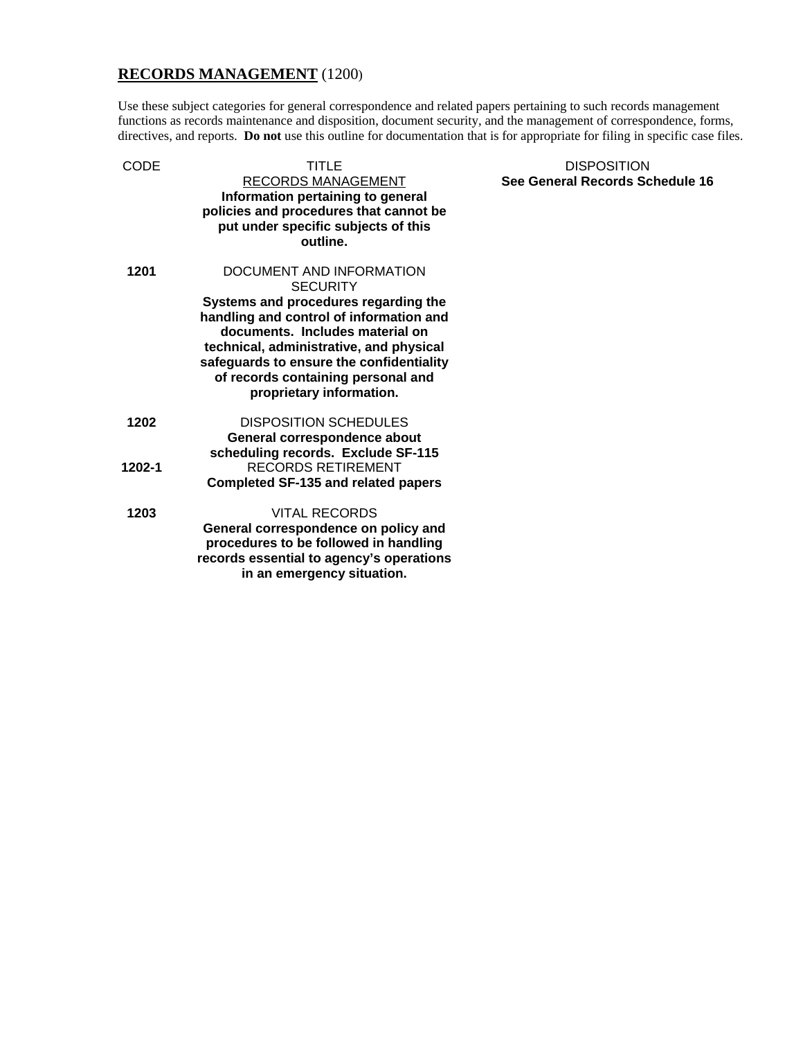## **RECORDS MANAGEMENT** (1200)

Use these subject categories for general correspondence and related papers pertaining to such records management functions as records maintenance and disposition, document security, and the management of correspondence, forms, directives, and reports. **Do not** use this outline for documentation that is for appropriate for filing in specific case files.

| CODE | TITLE | DISPOSITION |
|---|---|---|
| | RECORDS MANAGEMENT<br>**Information pertaining to general policies and procedures that cannot be put under specific subjects of this outline.** | **See General Records Schedule 16** |
| **1201** | DOCUMENT AND INFORMATION SECURITY<br>**Systems and procedures regarding the handling and control of information and documents. Includes material on technical, administrative, and physical safeguards to ensure the confidentiality of records containing personal and proprietary information.** | |
| **1202** | DISPOSITION SCHEDULES<br>**General correspondence about scheduling records. Exclude SF-115** | |
| **1202-1** | RECORDS RETIREMENT<br>**Completed SF-135 and related papers** | |
| **1203** | VITAL RECORDS<br>**General correspondence on policy and procedures to be followed in handling records essential to agency's operations in an emergency situation.** | |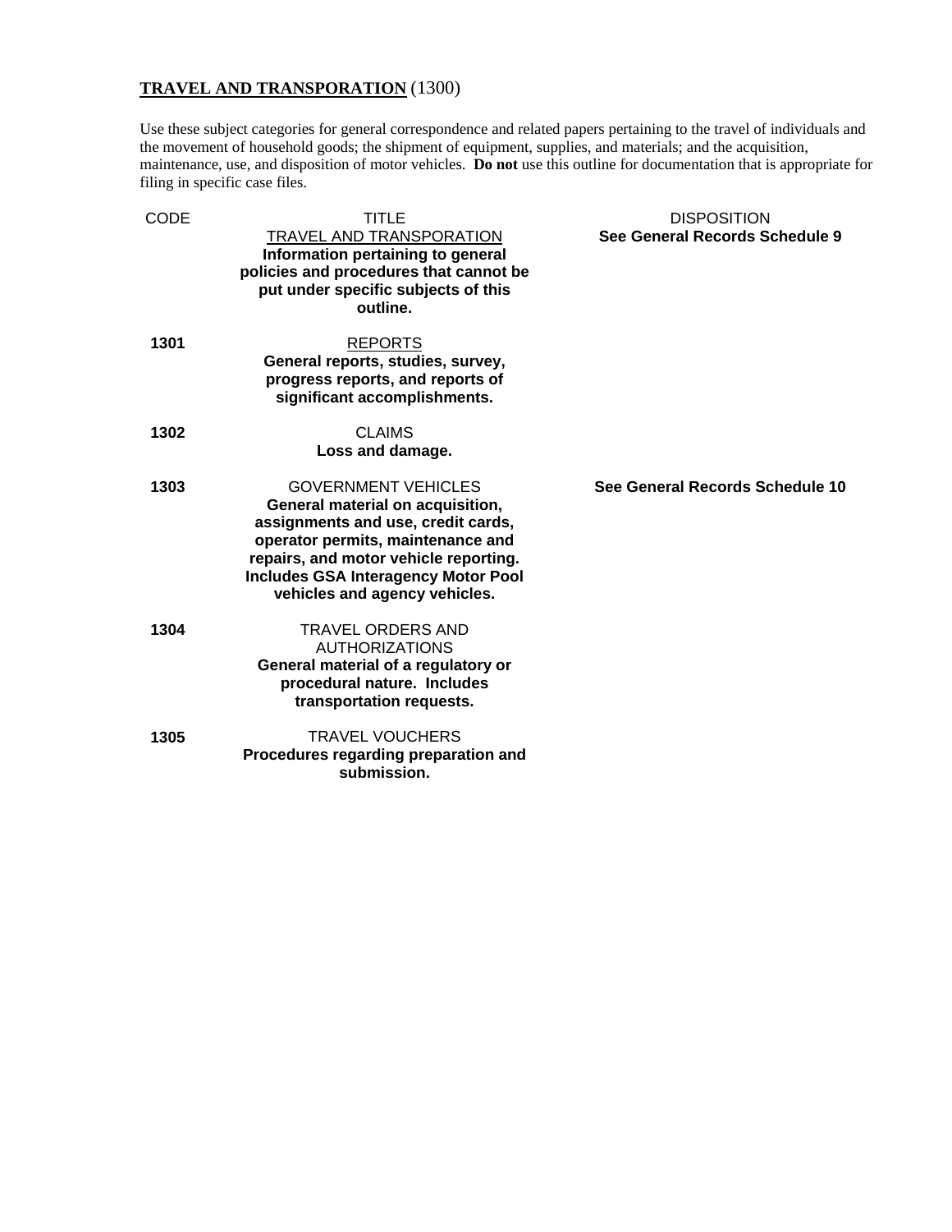**<u>TRAVEL AND TRANSPORATION</u>** (1300)

Use these subject categories for general correspondence and related papers pertaining to the travel of individuals and the movement of household goods; the shipment of equipment, supplies, and materials; and the acquisition, maintenance, use, and disposition of motor vehicles. **Do not** use this outline for documentation that is appropriate for filing in specific case files.

| CODE | TITLE | DISPOSITION |
|---|---|---|
| | <u>TRAVEL AND TRANSPORATION</u><br>**Information pertaining to general policies and procedures that cannot be put under specific subjects of this outline.** | **See General Records Schedule 9** |
| **1301** | <u>REPORTS</u><br>**General reports, studies, survey, progress reports, and reports of significant accomplishments.** | |
| **1302** | CLAIMS<br>**Loss and damage.** | |
| **1303** | GOVERNMENT VEHICLES<br>**General material on acquisition, assignments and use, credit cards, operator permits, maintenance and repairs, and motor vehicle reporting. Includes GSA Interagency Motor Pool vehicles and agency vehicles.** | **See General Records Schedule 10** |
| **1304** | TRAVEL ORDERS AND AUTHORIZATIONS<br>**General material of a regulatory or procedural nature. Includes transportation requests.** | |
| **1305** | TRAVEL VOUCHERS<br>**Procedures regarding preparation and submission.** | |